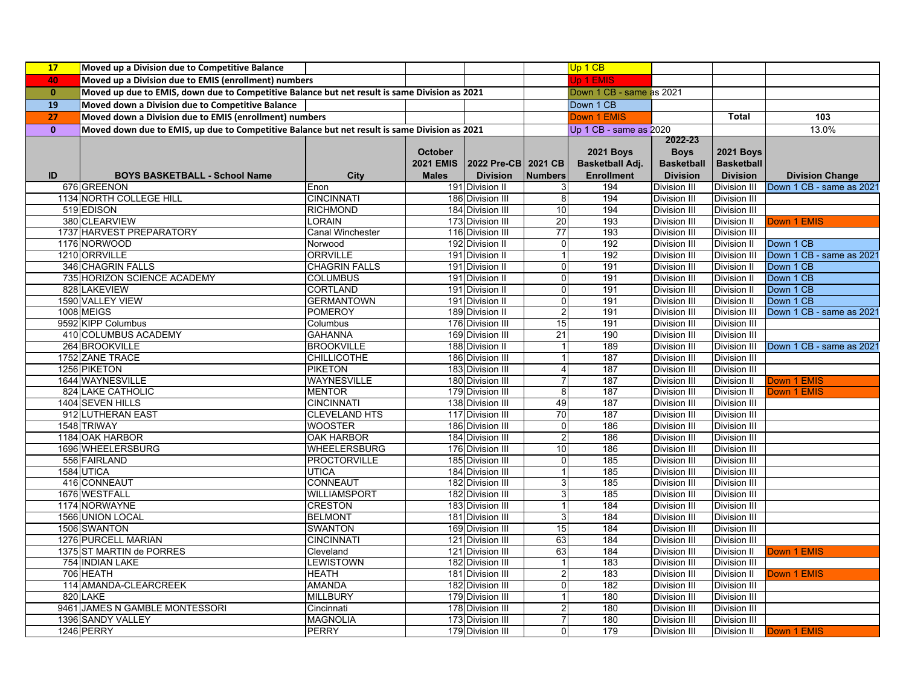| 17 | Moved up a Division due to Competitive Balance | Up 1 CB | |
|---|---|---|---|
| 40 | Moved up a Division due to EMIS (enrollment) numbers | Up 1 EMIS | |
| 0 | Moved up due to EMIS, down due to Competitive Balance but net result is same Division as 2021 | Down 1 CB - same as 2021 | |
| 19 | Moved down a Division due to Competitive Balance | Down 1 CB | |
| 27 | Moved down a Division due to EMIS (enrollment) numbers | Down 1 EMIS | Total: 103 |
| 0 | Moved down due to EMIS, up due to Competitive Balance but net result is same Division as 2021 | Up 1 CB - same as 2020 | 13.0% |

| ID | BOYS BASKETBALL - School Name | City | October 2021 EMIS Males | 2022 Pre-CB Division | 2021 CB Numbers | 2021 Boys Basketball Adj. Enrollment | 2022-23 Boys Basketball Division | 2021 Boys Basketball Division | Division Change |
|---|---|---|---|---|---|---|---|---|---|
| 676 | GREENON | Enon | 191 | Division II | 3 | 194 | Division III | Division III | Down 1 CB - same as 2021 |
| 1134 | NORTH COLLEGE HILL | CINCINNATI | 186 | Division III | 8 | 194 | Division III | Division III | |
| 519 | EDISON | RICHMOND | 184 | Division III | 10 | 194 | Division III | Division III | |
| 380 | CLEARVIEW | LORAIN | 173 | Division III | 20 | 193 | Division III | Division II | Down 1 EMIS |
| 1737 | HARVEST PREPARATORY | Canal Winchester | 116 | Division III | 77 | 193 | Division III | Division III | |
| 1176 | NORWOOD | Norwood | 192 | Division II | 0 | 192 | Division III | Division II | Down 1 CB |
| 1210 | ORRVILLE | ORRVILLE | 191 | Division II | 1 | 192 | Division III | Division III | Down 1 CB - same as 2021 |
| 346 | CHAGRIN FALLS | CHAGRIN FALLS | 191 | Division II | 0 | 191 | Division III | Division II | Down 1 CB |
| 735 | HORIZON SCIENCE ACADEMY | COLUMBUS | 191 | Division II | 0 | 191 | Division III | Division II | Down 1 CB |
| 828 | LAKEVIEW | CORTLAND | 191 | Division II | 0 | 191 | Division III | Division II | Down 1 CB |
| 1590 | VALLEY VIEW | GERMANTOWN | 191 | Division II | 0 | 191 | Division III | Division II | Down 1 CB |
| 1008 | MEIGS | POMEROY | 189 | Division II | 2 | 191 | Division III | Division III | Down 1 CB - same as 2021 |
| 9592 | KIPP Columbus | Columbus | 176 | Division III | 15 | 191 | Division III | Division III | |
| 410 | COLUMBUS ACADEMY | GAHANNA | 169 | Division III | 21 | 190 | Division III | Division III | |
| 264 | BROOKVILLE | BROOKVILLE | 188 | Division II | 1 | 189 | Division III | Division III | Down 1 CB - same as 2021 |
| 1752 | ZANE TRACE | CHILLICOTHE | 186 | Division III | 1 | 187 | Division III | Division III | |
| 1256 | PIKETON | PIKETON | 183 | Division III | 4 | 187 | Division III | Division III | |
| 1644 | WAYNESVILLE | WAYNESVILLE | 180 | Division III | 7 | 187 | Division III | Division II | Down 1 EMIS |
| 824 | LAKE CATHOLIC | MENTOR | 179 | Division III | 8 | 187 | Division III | Division II | Down 1 EMIS |
| 1404 | SEVEN HILLS | CINCINNATI | 138 | Division III | 49 | 187 | Division III | Division III | |
| 912 | LUTHERAN EAST | CLEVELAND HTS | 117 | Division III | 70 | 187 | Division III | Division III | |
| 1548 | TRIWAY | WOOSTER | 186 | Division III | 0 | 186 | Division III | Division III | |
| 1184 | OAK HARBOR | OAK HARBOR | 184 | Division III | 2 | 186 | Division III | Division III | |
| 1696 | WHEELERSBURG | WHEELERSBURG | 176 | Division III | 10 | 186 | Division III | Division III | |
| 556 | FAIRLAND | PROCTORVILLE | 185 | Division III | 0 | 185 | Division III | Division III | |
| 1584 | UTICA | UTICA | 184 | Division III | 1 | 185 | Division III | Division III | |
| 416 | CONNEAUT | CONNEAUT | 182 | Division III | 3 | 185 | Division III | Division III | |
| 1676 | WESTFALL | WILLIAMSPORT | 182 | Division III | 3 | 185 | Division III | Division III | |
| 1174 | NORWAYNE | CRESTON | 183 | Division III | 1 | 184 | Division III | Division III | |
| 1566 | UNION LOCAL | BELMONT | 181 | Division III | 3 | 184 | Division III | Division III | |
| 1506 | SWANTON | SWANTON | 169 | Division III | 15 | 184 | Division III | Division III | |
| 1276 | PURCELL MARIAN | CINCINNATI | 121 | Division III | 63 | 184 | Division III | Division III | |
| 1375 | ST MARTIN de PORRES | Cleveland | 121 | Division III | 63 | 184 | Division III | Division II | Down 1 EMIS |
| 754 | INDIAN LAKE | LEWISTOWN | 182 | Division III | 1 | 183 | Division III | Division III | |
| 706 | HEATH | HEATH | 181 | Division III | 2 | 183 | Division III | Division II | Down 1 EMIS |
| 114 | AMANDA-CLEARCREEK | AMANDA | 182 | Division III | 0 | 182 | Division III | Division III | |
| 820 | LAKE | MILLBURY | 179 | Division III | 1 | 180 | Division III | Division III | |
| 9461 | JAMES N GAMBLE MONTESSORI | Cincinnati | 178 | Division III | 2 | 180 | Division III | Division III | |
| 1396 | SANDY VALLEY | MAGNOLIA | 173 | Division III | 7 | 180 | Division III | Division III | |
| 1246 | PERRY | PERRY | 179 | Division III | 0 | 179 | Division III | Division II | Down 1 EMIS |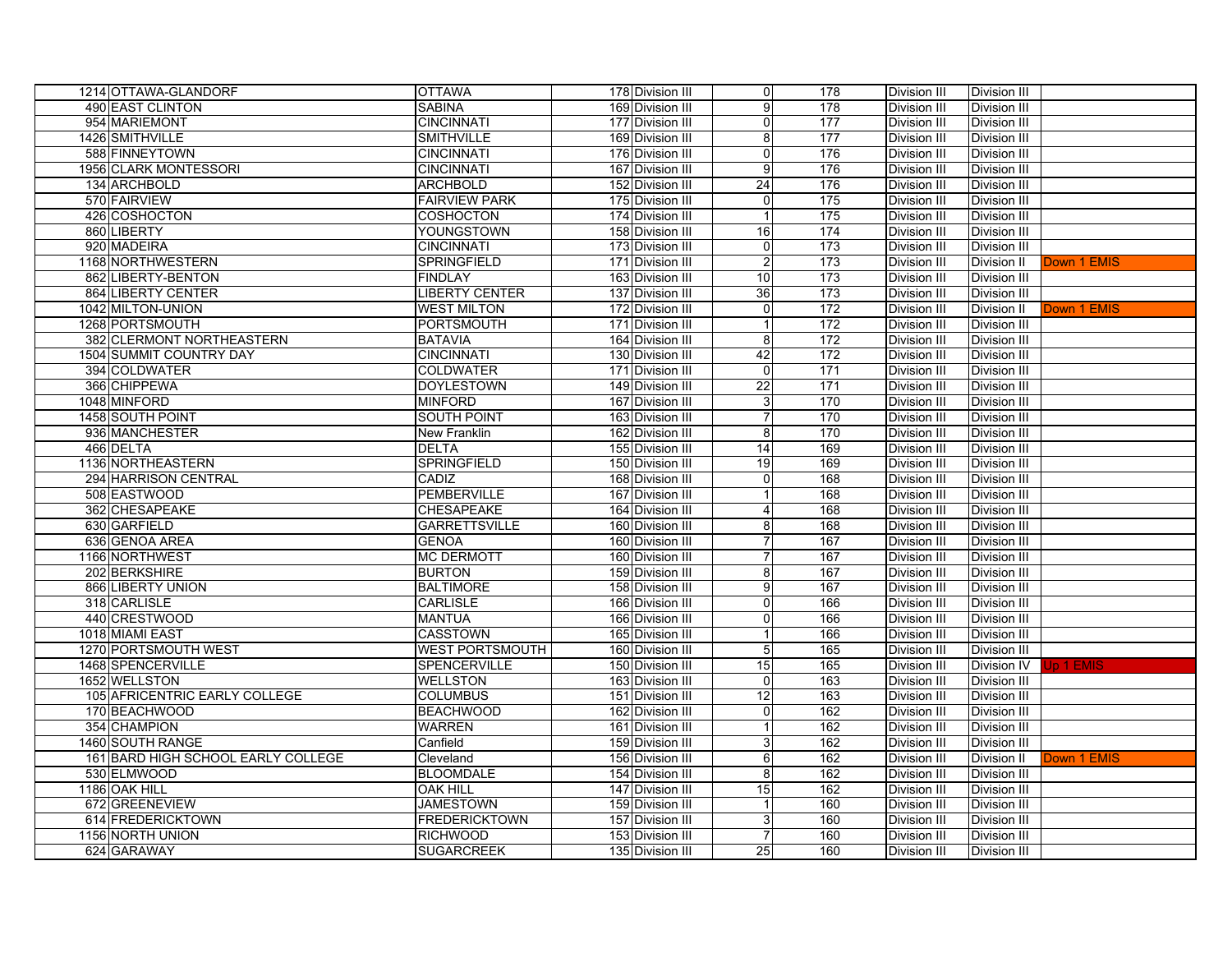| | | | | | | | | |
|---|---|---|---|---|---|---|---|---|
| 1214 | OTTAWA-GLANDORF | OTTAWA | 178 | Division III | 0 | 178 | Division III | Division III | |
| 490 | EAST CLINTON | SABINA | 169 | Division III | 9 | 178 | Division III | Division III | |
| 954 | MARIEMONT | CINCINNATI | 177 | Division III | 0 | 177 | Division III | Division III | |
| 1426 | SMITHVILLE | SMITHVILLE | 169 | Division III | 8 | 177 | Division III | Division III | |
| 588 | FINNEYTOWN | CINCINNATI | 176 | Division III | 0 | 176 | Division III | Division III | |
| 1956 | CLARK MONTESSORI | CINCINNATI | 167 | Division III | 9 | 176 | Division III | Division III | |
| 134 | ARCHBOLD | ARCHBOLD | 152 | Division III | 24 | 176 | Division III | Division III | |
| 570 | FAIRVIEW | FAIRVIEW PARK | 175 | Division III | 0 | 175 | Division III | Division III | |
| 426 | COSHOCTON | COSHOCTON | 174 | Division III | 1 | 175 | Division III | Division III | |
| 860 | LIBERTY | YOUNGSTOWN | 158 | Division III | 16 | 174 | Division III | Division III | |
| 920 | MADEIRA | CINCINNATI | 173 | Division III | 0 | 173 | Division III | Division III | |
| 1168 | NORTHWESTERN | SPRINGFIELD | 171 | Division III | 2 | 173 | Division III | Division II | Down 1 EMIS |
| 862 | LIBERTY-BENTON | FINDLAY | 163 | Division III | 10 | 173 | Division III | Division III | |
| 864 | LIBERTY CENTER | LIBERTY CENTER | 137 | Division III | 36 | 173 | Division III | Division III | |
| 1042 | MILTON-UNION | WEST MILTON | 172 | Division III | 0 | 172 | Division III | Division II | Down 1 EMIS |
| 1268 | PORTSMOUTH | PORTSMOUTH | 171 | Division III | 1 | 172 | Division III | Division III | |
| 382 | CLERMONT NORTHEASTERN | BATAVIA | 164 | Division III | 8 | 172 | Division III | Division III | |
| 1504 | SUMMIT COUNTRY DAY | CINCINNATI | 130 | Division III | 42 | 172 | Division III | Division III | |
| 394 | COLDWATER | COLDWATER | 171 | Division III | 0 | 171 | Division III | Division III | |
| 366 | CHIPPEWA | DOYLESTOWN | 149 | Division III | 22 | 171 | Division III | Division III | |
| 1048 | MINFORD | MINFORD | 167 | Division III | 3 | 170 | Division III | Division III | |
| 1458 | SOUTH POINT | SOUTH POINT | 163 | Division III | 7 | 170 | Division III | Division III | |
| 936 | MANCHESTER | New Franklin | 162 | Division III | 8 | 170 | Division III | Division III | |
| 466 | DELTA | DELTA | 155 | Division III | 14 | 169 | Division III | Division III | |
| 1136 | NORTHEASTERN | SPRINGFIELD | 150 | Division III | 19 | 169 | Division III | Division III | |
| 294 | HARRISON CENTRAL | CADIZ | 168 | Division III | 0 | 168 | Division III | Division III | |
| 508 | EASTWOOD | PEMBERVILLE | 167 | Division III | 1 | 168 | Division III | Division III | |
| 362 | CHESAPEAKE | CHESAPEAKE | 164 | Division III | 4 | 168 | Division III | Division III | |
| 630 | GARFIELD | GARRETTSVILLE | 160 | Division III | 8 | 168 | Division III | Division III | |
| 636 | GENOA AREA | GENOA | 160 | Division III | 7 | 167 | Division III | Division III | |
| 1166 | NORTHWEST | MC DERMOTT | 160 | Division III | 7 | 167 | Division III | Division III | |
| 202 | BERKSHIRE | BURTON | 159 | Division III | 8 | 167 | Division III | Division III | |
| 866 | LIBERTY UNION | BALTIMORE | 158 | Division III | 9 | 167 | Division III | Division III | |
| 318 | CARLISLE | CARLISLE | 166 | Division III | 0 | 166 | Division III | Division III | |
| 440 | CRESTWOOD | MANTUA | 166 | Division III | 0 | 166 | Division III | Division III | |
| 1018 | MIAMI EAST | CASSTOWN | 165 | Division III | 1 | 166 | Division III | Division III | |
| 1270 | PORTSMOUTH WEST | WEST PORTSMOUTH | 160 | Division III | 5 | 165 | Division III | Division III | |
| 1468 | SPENCERVILLE | SPENCERVILLE | 150 | Division III | 15 | 165 | Division III | Division IV | Up 1 EMIS |
| 1652 | WELLSTON | WELLSTON | 163 | Division III | 0 | 163 | Division III | Division III | |
| 105 | AFRICENTRIC EARLY COLLEGE | COLUMBUS | 151 | Division III | 12 | 163 | Division III | Division III | |
| 170 | BEACHWOOD | BEACHWOOD | 162 | Division III | 0 | 162 | Division III | Division III | |
| 354 | CHAMPION | WARREN | 161 | Division III | 1 | 162 | Division III | Division III | |
| 1460 | SOUTH RANGE | Canfield | 159 | Division III | 3 | 162 | Division III | Division III | |
| 161 | BARD HIGH SCHOOL EARLY COLLEGE | Cleveland | 156 | Division III | 6 | 162 | Division III | Division II | Down 1 EMIS |
| 530 | ELMWOOD | BLOOMDALE | 154 | Division III | 8 | 162 | Division III | Division III | |
| 1186 | OAK HILL | OAK HILL | 147 | Division III | 15 | 162 | Division III | Division III | |
| 672 | GREENEVIEW | JAMESTOWN | 159 | Division III | 1 | 160 | Division III | Division III | |
| 614 | FREDERICKTOWN | FREDERICKTOWN | 157 | Division III | 3 | 160 | Division III | Division III | |
| 1156 | NORTH UNION | RICHWOOD | 153 | Division III | 7 | 160 | Division III | Division III | |
| 624 | GARAWAY | SUGARCREEK | 135 | Division III | 25 | 160 | Division III | Division III | |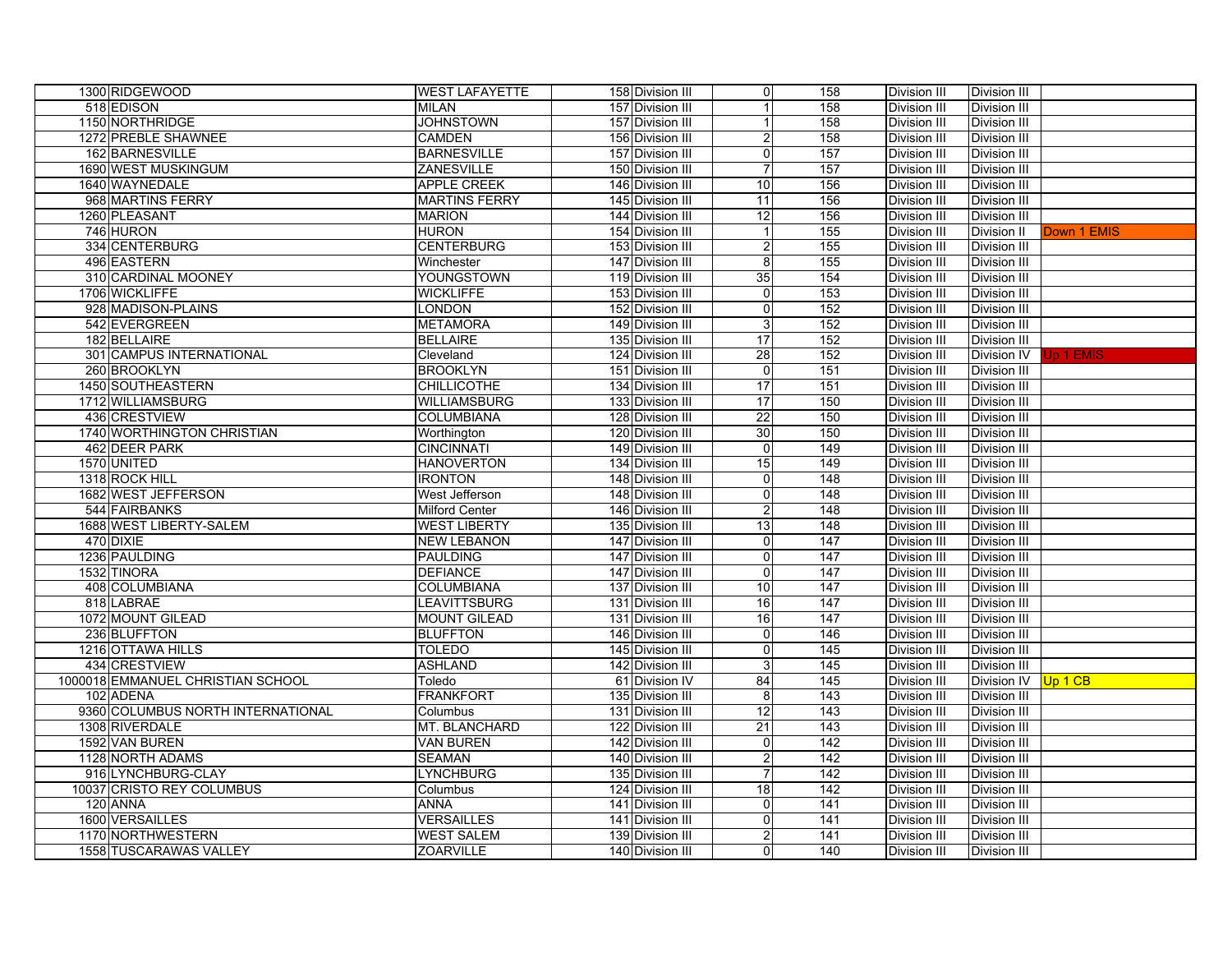| | | | | | | | | | |
|---|---|---|---|---|---|---|---|---|---|
| 1300 | RIDGEWOOD | WEST LAFAYETTE | 158 | Division III | 0 | 158 | Division III | Division III | |
| 518 | EDISON | MILAN | 157 | Division III | 1 | 158 | Division III | Division III | |
| 1150 | NORTHRIDGE | JOHNSTOWN | 157 | Division III | 1 | 158 | Division III | Division III | |
| 1272 | PREBLE SHAWNEE | CAMDEN | 156 | Division III | 2 | 158 | Division III | Division III | |
| 162 | BARNESVILLE | BARNESVILLE | 157 | Division III | 0 | 157 | Division III | Division III | |
| 1690 | WEST MUSKINGUM | ZANESVILLE | 150 | Division III | 7 | 157 | Division III | Division III | |
| 1640 | WAYNEDALE | APPLE CREEK | 146 | Division III | 10 | 156 | Division III | Division III | |
| 968 | MARTINS FERRY | MARTINS FERRY | 145 | Division III | 11 | 156 | Division III | Division III | |
| 1260 | PLEASANT | MARION | 144 | Division III | 12 | 156 | Division III | Division III | |
| 746 | HURON | HURON | 154 | Division III | 1 | 155 | Division III | Division II | Down 1 EMIS |
| 334 | CENTERBURG | CENTERBURG | 153 | Division III | 2 | 155 | Division III | Division III | |
| 496 | EASTERN | Winchester | 147 | Division III | 8 | 155 | Division III | Division III | |
| 310 | CARDINAL MOONEY | YOUNGSTOWN | 119 | Division III | 35 | 154 | Division III | Division III | |
| 1706 | WICKLIFFE | WICKLIFFE | 153 | Division III | 0 | 153 | Division III | Division III | |
| 928 | MADISON-PLAINS | LONDON | 152 | Division III | 0 | 152 | Division III | Division III | |
| 542 | EVERGREEN | METAMORA | 149 | Division III | 3 | 152 | Division III | Division III | |
| 182 | BELLAIRE | BELLAIRE | 135 | Division III | 17 | 152 | Division III | Division III | |
| 301 | CAMPUS INTERNATIONAL | Cleveland | 124 | Division III | 28 | 152 | Division III | Division IV | Up 1 EMIS |
| 260 | BROOKLYN | BROOKLYN | 151 | Division III | 0 | 151 | Division III | Division III | |
| 1450 | SOUTHEASTERN | CHILLICOTHE | 134 | Division III | 17 | 151 | Division III | Division III | |
| 1712 | WILLIAMSBURG | WILLIAMSBURG | 133 | Division III | 17 | 150 | Division III | Division III | |
| 436 | CRESTVIEW | COLUMBIANA | 128 | Division III | 22 | 150 | Division III | Division III | |
| 1740 | WORTHINGTON CHRISTIAN | Worthington | 120 | Division III | 30 | 150 | Division III | Division III | |
| 462 | DEER PARK | CINCINNATI | 149 | Division III | 0 | 149 | Division III | Division III | |
| 1570 | UNITED | HANOVERTON | 134 | Division III | 15 | 149 | Division III | Division III | |
| 1318 | ROCK HILL | IRONTON | 148 | Division III | 0 | 148 | Division III | Division III | |
| 1682 | WEST JEFFERSON | West Jefferson | 148 | Division III | 0 | 148 | Division III | Division III | |
| 544 | FAIRBANKS | Milford Center | 146 | Division III | 2 | 148 | Division III | Division III | |
| 1688 | WEST LIBERTY-SALEM | WEST LIBERTY | 135 | Division III | 13 | 148 | Division III | Division III | |
| 470 | DIXIE | NEW LEBANON | 147 | Division III | 0 | 147 | Division III | Division III | |
| 1236 | PAULDING | PAULDING | 147 | Division III | 0 | 147 | Division III | Division III | |
| 1532 | TINORA | DEFIANCE | 147 | Division III | 0 | 147 | Division III | Division III | |
| 408 | COLUMBIANA | COLUMBIANA | 137 | Division III | 10 | 147 | Division III | Division III | |
| 818 | LABRAE | LEAVITTSBURG | 131 | Division III | 16 | 147 | Division III | Division III | |
| 1072 | MOUNT GILEAD | MOUNT GILEAD | 131 | Division III | 16 | 147 | Division III | Division III | |
| 236 | BLUFFTON | BLUFFTON | 146 | Division III | 0 | 146 | Division III | Division III | |
| 1216 | OTTAWA HILLS | TOLEDO | 145 | Division III | 0 | 145 | Division III | Division III | |
| 434 | CRESTVIEW | ASHLAND | 142 | Division III | 3 | 145 | Division III | Division III | |
| 1000018 | EMMANUEL CHRISTIAN SCHOOL | Toledo | 61 | Division IV | 84 | 145 | Division III | Division IV | Up 1 CB |
| 102 | ADENA | FRANKFORT | 135 | Division III | 8 | 143 | Division III | Division III | |
| 9360 | COLUMBUS NORTH INTERNATIONAL | Columbus | 131 | Division III | 12 | 143 | Division III | Division III | |
| 1308 | RIVERDALE | MT. BLANCHARD | 122 | Division III | 21 | 143 | Division III | Division III | |
| 1592 | VAN BUREN | VAN BUREN | 142 | Division III | 0 | 142 | Division III | Division III | |
| 1128 | NORTH ADAMS | SEAMAN | 140 | Division III | 2 | 142 | Division III | Division III | |
| 916 | LYNCHBURG-CLAY | LYNCHBURG | 135 | Division III | 7 | 142 | Division III | Division III | |
| 10037 | CRISTO REY COLUMBUS | Columbus | 124 | Division III | 18 | 142 | Division III | Division III | |
| 120 | ANNA | ANNA | 141 | Division III | 0 | 141 | Division III | Division III | |
| 1600 | VERSAILLES | VERSAILLES | 141 | Division III | 0 | 141 | Division III | Division III | |
| 1170 | NORTHWESTERN | WEST SALEM | 139 | Division III | 2 | 141 | Division III | Division III | |
| 1558 | TUSCARAWAS VALLEY | ZOARVILLE | 140 | Division III | 0 | 140 | Division III | Division III | |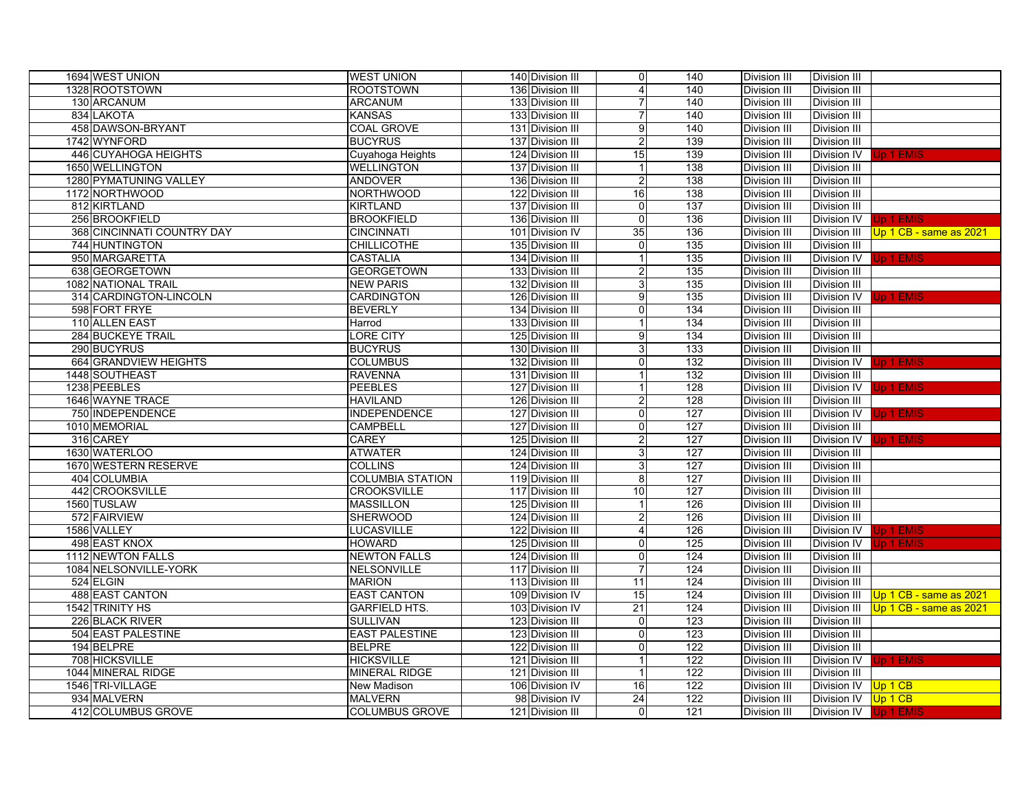| | | | | | | | | | |
|---|---|---|---|---|---|---|---|---|---|
| 1694 | WEST UNION | WEST UNION | 140 | Division III | 0 | 140 | Division III | Division III | |
| 1328 | ROOTSTOWN | ROOTSTOWN | 136 | Division III | 4 | 140 | Division III | Division III | |
| 130 | ARCANUM | ARCANUM | 133 | Division III | 7 | 140 | Division III | Division III | |
| 834 | LAKOTA | KANSAS | 133 | Division III | 7 | 140 | Division III | Division III | |
| 458 | DAWSON-BRYANT | COAL GROVE | 131 | Division III | 9 | 140 | Division III | Division III | |
| 1742 | WYNFORD | BUCYRUS | 137 | Division III | 2 | 139 | Division III | Division III | |
| 446 | CUYAHOGA HEIGHTS | Cuyahoga Heights | 124 | Division III | 15 | 139 | Division III | Division IV | Up 1 EMIS |
| 1650 | WELLINGTON | WELLINGTON | 137 | Division III | 1 | 138 | Division III | Division III | |
| 1280 | PYMATUNING VALLEY | ANDOVER | 136 | Division III | 2 | 138 | Division III | Division III | |
| 1172 | NORTHWOOD | NORTHWOOD | 122 | Division III | 16 | 138 | Division III | Division III | |
| 812 | KIRTLAND | KIRTLAND | 137 | Division III | 0 | 137 | Division III | Division III | |
| 256 | BROOKFIELD | BROOKFIELD | 136 | Division III | 0 | 136 | Division III | Division IV | Up 1 EMIS |
| 368 | CINCINNATI COUNTRY DAY | CINCINNATI | 101 | Division IV | 35 | 136 | Division III | Division III | Up 1 CB - same as 2021 |
| 744 | HUNTINGTON | CHILLICOTHE | 135 | Division III | 0 | 135 | Division III | Division III | |
| 950 | MARGARETTA | CASTALIA | 134 | Division III | 1 | 135 | Division III | Division IV | Up 1 EMIS |
| 638 | GEORGETOWN | GEORGETOWN | 133 | Division III | 2 | 135 | Division III | Division III | |
| 1082 | NATIONAL TRAIL | NEW PARIS | 132 | Division III | 3 | 135 | Division III | Division III | |
| 314 | CARDINGTON-LINCOLN | CARDINGTON | 126 | Division III | 9 | 135 | Division III | Division IV | Up 1 EMIS |
| 598 | FORT FRYE | BEVERLY | 134 | Division III | 0 | 134 | Division III | Division III | |
| 110 | ALLEN EAST | Harrod | 133 | Division III | 1 | 134 | Division III | Division III | |
| 284 | BUCKEYE TRAIL | LORE CITY | 125 | Division III | 9 | 134 | Division III | Division III | |
| 290 | BUCYRUS | BUCYRUS | 130 | Division III | 3 | 133 | Division III | Division III | |
| 664 | GRANDVIEW HEIGHTS | COLUMBUS | 132 | Division III | 0 | 132 | Division III | Division IV | Up 1 EMIS |
| 1448 | SOUTHEAST | RAVENNA | 131 | Division III | 1 | 132 | Division III | Division III | |
| 1238 | PEEBLES | PEEBLES | 127 | Division III | 1 | 128 | Division III | Division IV | Up 1 EMIS |
| 1646 | WAYNE TRACE | HAVILAND | 126 | Division III | 2 | 128 | Division III | Division III | |
| 750 | INDEPENDENCE | INDEPENDENCE | 127 | Division III | 0 | 127 | Division III | Division IV | Up 1 EMIS |
| 1010 | MEMORIAL | CAMPBELL | 127 | Division III | 0 | 127 | Division III | Division III | |
| 316 | CAREY | CAREY | 125 | Division III | 2 | 127 | Division III | Division IV | Up 1 EMIS |
| 1630 | WATERLOO | ATWATER | 124 | Division III | 3 | 127 | Division III | Division III | |
| 1670 | WESTERN RESERVE | COLLINS | 124 | Division III | 3 | 127 | Division III | Division III | |
| 404 | COLUMBIA | COLUMBIA STATION | 119 | Division III | 8 | 127 | Division III | Division III | |
| 442 | CROOKSVILLE | CROOKSVILLE | 117 | Division III | 10 | 127 | Division III | Division III | |
| 1560 | TUSLAW | MASSILLON | 125 | Division III | 1 | 126 | Division III | Division III | |
| 572 | FAIRVIEW | SHERWOOD | 124 | Division III | 2 | 126 | Division III | Division III | |
| 1586 | VALLEY | LUCASVILLE | 122 | Division III | 4 | 126 | Division III | Division IV | Up 1 EMIS |
| 498 | EAST KNOX | HOWARD | 125 | Division III | 0 | 125 | Division III | Division IV | Up 1 EMIS |
| 1112 | NEWTON FALLS | NEWTON FALLS | 124 | Division III | 0 | 124 | Division III | Division III | |
| 1084 | NELSONVILLE-YORK | NELSONVILLE | 117 | Division III | 7 | 124 | Division III | Division III | |
| 524 | ELGIN | MARION | 113 | Division III | 11 | 124 | Division III | Division III | |
| 488 | EAST CANTON | EAST CANTON | 109 | Division IV | 15 | 124 | Division III | Division III | Up 1 CB - same as 2021 |
| 1542 | TRINITY HS | GARFIELD HTS. | 103 | Division IV | 21 | 124 | Division III | Division III | Up 1 CB - same as 2021 |
| 226 | BLACK RIVER | SULLIVAN | 123 | Division III | 0 | 123 | Division III | Division III | |
| 504 | EAST PALESTINE | EAST PALESTINE | 123 | Division III | 0 | 123 | Division III | Division III | |
| 194 | BELPRE | BELPRE | 122 | Division III | 0 | 122 | Division III | Division III | |
| 708 | HICKSVILLE | HICKSVILLE | 121 | Division III | 1 | 122 | Division III | Division IV | Up 1 EMIS |
| 1044 | MINERAL RIDGE | MINERAL RIDGE | 121 | Division III | 1 | 122 | Division III | Division III | |
| 1546 | TRI-VILLAGE | New Madison | 106 | Division IV | 16 | 122 | Division III | Division IV | Up 1 CB |
| 934 | MALVERN | MALVERN | 98 | Division IV | 24 | 122 | Division III | Division IV | Up 1 CB |
| 412 | COLUMBUS GROVE | COLUMBUS GROVE | 121 | Division III | 0 | 121 | Division III | Division IV | Up 1 EMIS |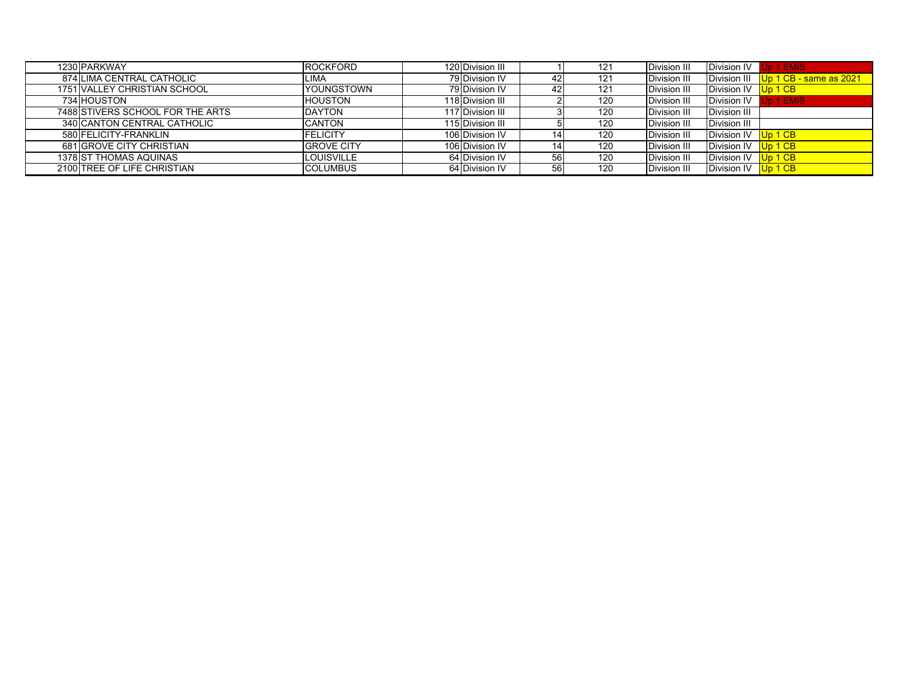| | | | | | | | | | |
|---|---|---|---|---|---|---|---|---|---|
| 1230 | PARKWAY | ROCKFORD | 120 | Division III | 1 | 121 | Division III | Division IV | Up 1 EMIS |
| 874 | LIMA CENTRAL CATHOLIC | LIMA | 79 | Division IV | 42 | 121 | Division III | Division III | Up 1 CB - same as 2021 |
| 1751 | VALLEY CHRISTIAN SCHOOL | YOUNGSTOWN | 79 | Division IV | 42 | 121 | Division III | Division IV | Up 1 CB |
| 734 | HOUSTON | HOUSTON | 118 | Division III | 2 | 120 | Division III | Division IV | Up 1 EMIS |
| 7488 | STIVERS SCHOOL FOR THE ARTS | DAYTON | 117 | Division III | 3 | 120 | Division III | Division III | |
| 340 | CANTON CENTRAL CATHOLIC | CANTON | 115 | Division III | 5 | 120 | Division III | Division III | |
| 580 | FELICITY-FRANKLIN | FELICITY | 106 | Division IV | 14 | 120 | Division III | Division IV | Up 1 CB |
| 681 | GROVE CITY CHRISTIAN | GROVE CITY | 106 | Division IV | 14 | 120 | Division III | Division IV | Up 1 CB |
| 1378 | ST THOMAS AQUINAS | LOUISVILLE | 64 | Division IV | 56 | 120 | Division III | Division IV | Up 1 CB |
| 2100 | TREE OF LIFE CHRISTIAN | COLUMBUS | 64 | Division IV | 56 | 120 | Division III | Division IV | Up 1 CB |